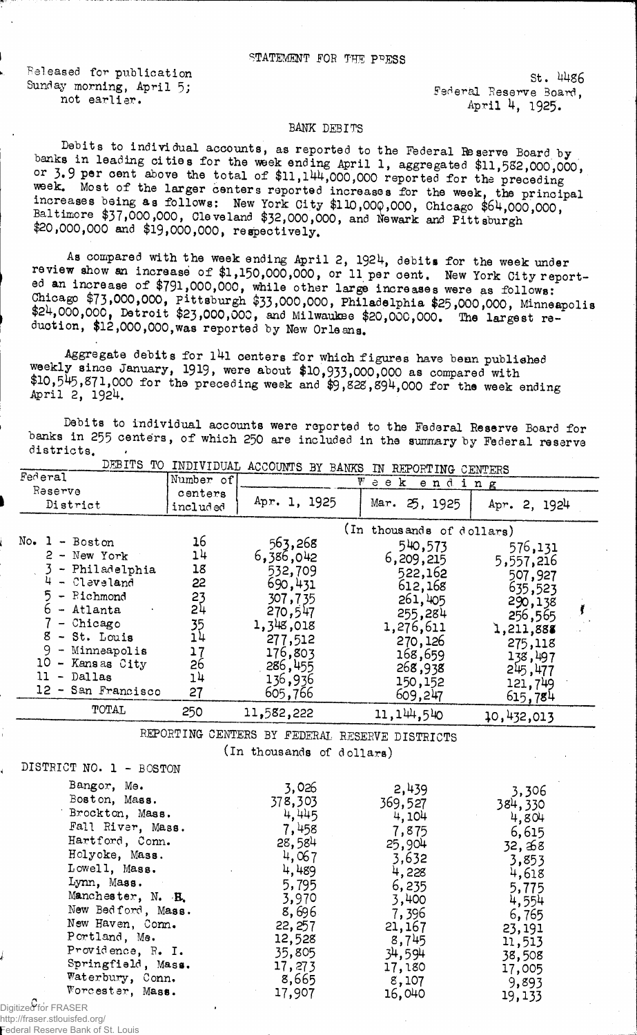STATEMENT FOR THE PRESS

Released for publication Sunday morning, April 5; not earlier.

St. 4486
Federal Reserve Board,
April 4, 1925.

## BANK DEBITS

Debits to individual accounts, as reported to the Federal Reserve Board by banks in leading cities for the week ending April 1, aggregated $11,582,000,000, or 3.9 per cent above the total of $11,144,000,000 reported for the preceding week. Most of the larger centers reported increases for the week, the principal increases being as follows: New York City $110,000,000, Chicago $64,000,000, Baltimore $37,000,000, Cleveland $32,000,000, and Newark and Pittsburgh $20,000,000 and $19,000,000, respectively.

As compared with the week ending April 2, 1924, debits for the week under review show an increase of $1,150,000,000, or 11 per cent. New York City reported an increase of $791,000,000, while other large increases were as follows: Chicago $73,000,000, Pittsburgh $33,000,000, Philadelphia $25,000,000, Minneapolis $24,000,000, Detroit $23,000,000, and Milwaukee $20,000,000. The largest reduction, $12,000,000, was reported by New Orleans.

Aggregate debits for 141 centers for which figures have been published weekly since January, 1919, were about $10,933,000,000 as compared with $10,545,871,000 for the preceding week and $9,828,894,000 for the week ending April 2, 1924.

Debits to individual accounts were reported to the Federal Reserve Board for banks in 255 centers, of which 250 are included in the summary by Federal reserve districts.

DEBITS TO INDIVIDUAL ACCOUNTS BY BANKS IN REPORTING CENTERS

| Federal Reserve District | Number of centers included | Week ending Apr. 1, 1925 | Mar. 25, 1925 | Apr. 2, 1924 |
|---|---|---|---|---|
| | | (In thousands of dollars) | | |
| No. 1 - Boston | 16 | 563,268 | 540,573 | 576,131 |
| 2 - New York | 14 | 6,386,042 | 6,209,215 | 5,557,216 |
| 3 - Philadelphia | 18 | 532,709 | 522,162 | 507,927 |
| 4 - Cleveland | 22 | 690,431 | 612,168 | 635,523 |
| 5 - Richmond | 23 | 307,735 | 261,405 | 290,138 |
| 6 - Atlanta | 24 | 270,547 | 255,284 | 256,565 |
| 7 - Chicago | 35 | 1,348,018 | 1,276,611 | 1,211,888 |
| 8 - St. Louis | 14 | 277,512 | 270,126 | 275,118 |
| 9 - Minneapolis | 17 | 176,803 | 168,659 | 138,497 |
| 10 - Kansas City | 26 | 286,455 | 268,938 | 245,477 |
| 11 - Dallas | 14 | 136,936 | 150,152 | 121,749 |
| 12 - San Francisco | 27 | 605,766 | 609,247 | 615,784 |
| TOTAL | 250 | 11,582,222 | 11,144,540 | 10,432,013 |

REPORTING CENTERS BY FEDERAL RESERVE DISTRICTS
(In thousands of dollars)

DISTRICT NO. 1 - BOSTON

| | Apr. 1, 1925 | Mar. 25, 1925 | Apr. 2, 1924 |
|---|---|---|---|
| Bangor, Me. | 3,026 | 2,439 | 3,306 |
| Boston, Mass. | 378,303 | 369,527 | 384,330 |
| Brockton, Mass. | 4,445 | 4,104 | 4,804 |
| Fall River, Mass. | 7,458 | 7,875 | 6,615 |
| Hartford, Conn. | 28,584 | 25,904 | 32,268 |
| Holyoke, Mass. | 4,067 | 3,632 | 3,853 |
| Lowell, Mass. | 4,489 | 4,228 | 4,618 |
| Lynn, Mass. | 5,795 | 6,235 | 5,775 |
| Manchester, N. H. | 3,970 | 3,400 | 4,554 |
| New Bedford, Mass. | 8,696 | 7,396 | 6,765 |
| New Haven, Conn. | 22,257 | 21,167 | 23,191 |
| Portland, Me. | 12,528 | 8,745 | 11,513 |
| Providence, R. I. | 35,805 | 34,594 | 38,508 |
| Springfield, Mass. | 17,273 | 17,180 | 17,005 |
| Waterbury, Conn. | 8,665 | 8,107 | 9,893 |
| Worcester, Mass. | 17,907 | 16,040 | 19,133 |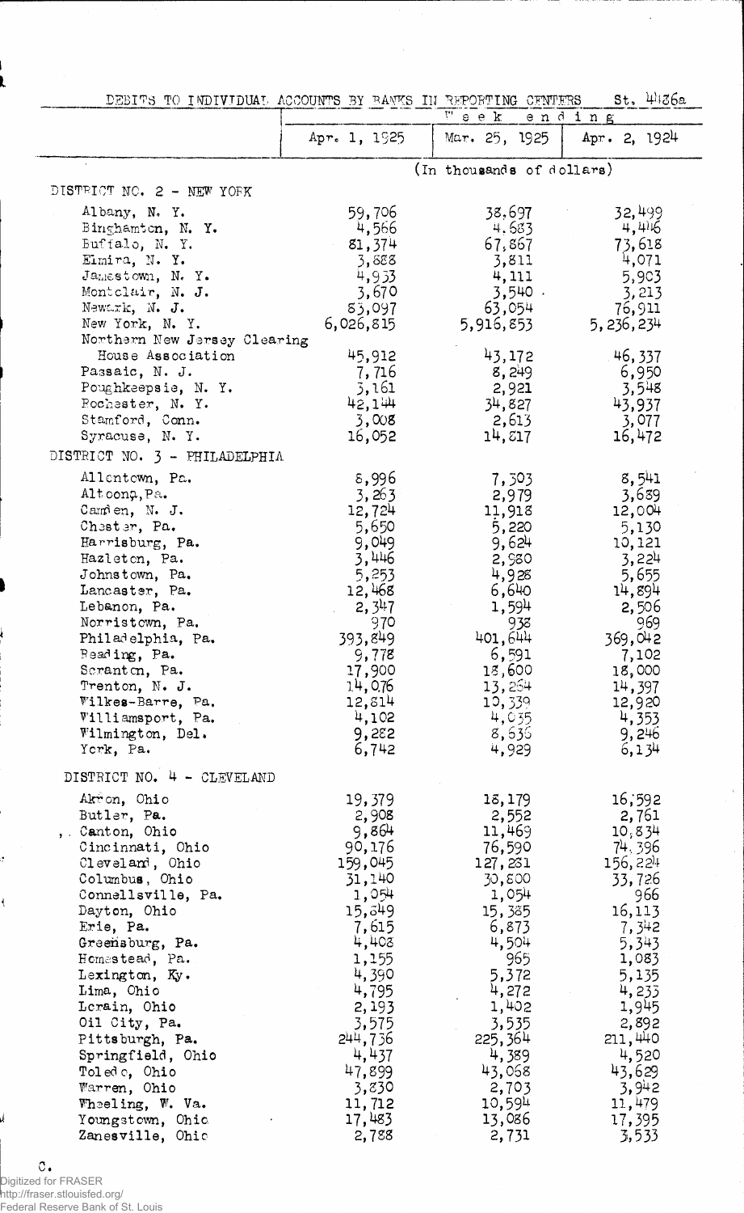DEBITS TO INDIVIDUAL ACCOUNTS BY BANKS IN REPORTING CENTERS St. 4486a

| | Week ending | | |
|---|---|---|---|
| | Apr. 1, 1925 | Mar. 25, 1925 | Apr. 2, 1924 |
| | (In thousands of dollars) | | |
| **DISTRICT NO. 2 - NEW YORK** | | | |
| Albany, N. Y. | 59,706 | 38,697 | 32,499 |
| Binghamton, N. Y. | 4,566 | 4,683 | 4,446 |
| Buffalo, N. Y. | 81,374 | 67,867 | 73,618 |
| Elmira, N. Y. | 3,888 | 3,811 | 4,071 |
| Jamestown, N. Y. | 4,933 | 4,111 | 5,903 |
| Montclair, N. J. | 3,670 | 3,540 | 3,213 |
| Newark, N. J. | 83,097 | 63,054 | 76,911 |
| New York, N. Y. | 6,026,815 | 5,916,853 | 5,236,234 |
| Northern New Jersey Clearing House Association | 45,912 | 43,172 | 46,337 |
| Passaic, N. J. | 7,716 | 8,249 | 6,950 |
| Poughkeepsie, N. Y. | 3,161 | 2,921 | 3,548 |
| Rochester, N. Y. | 42,144 | 34,827 | 43,937 |
| Stamford, Conn. | 3,008 | 2,613 | 3,077 |
| Syracuse, N. Y. | 16,052 | 14,817 | 16,472 |
| **DISTRICT NO. 3 - PHILADELPHIA** | | | |
| Allentown, Pa. | 8,996 | 7,303 | 8,541 |
| Altoona, Pa. | 3,263 | 2,979 | 3,689 |
| Camden, N. J. | 12,724 | 11,918 | 12,004 |
| Chester, Pa. | 5,650 | 5,220 | 5,130 |
| Harrisburg, Pa. | 9,049 | 9,624 | 10,121 |
| Hazleton, Pa. | 3,446 | 2,980 | 3,224 |
| Johnstown, Pa. | 5,253 | 4,928 | 5,655 |
| Lancaster, Pa. | 12,468 | 6,640 | 14,894 |
| Lebanon, Pa. | 2,347 | 1,594 | 2,506 |
| Norristown, Pa. | 970 | 938 | 969 |
| Philadelphia, Pa. | 393,849 | 401,644 | 369,042 |
| Reading, Pa. | 9,778 | 6,591 | 7,102 |
| Scranton, Pa. | 17,900 | 18,600 | 18,000 |
| Trenton, N. J. | 14,076 | 13,254 | 14,397 |
| Wilkes-Barre, Pa. | 12,814 | 10,339 | 12,920 |
| Williamsport, Pa. | 4,102 | 4,035 | 4,353 |
| Wilmington, Del. | 9,282 | 8,636 | 9,246 |
| York, Pa. | 6,742 | 4,929 | 6,134 |
| **DISTRICT NO. 4 - CLEVELAND** | | | |
| Akron, Ohio | 19,379 | 18,179 | 16,592 |
| Butler, Pa. | 2,908 | 2,552 | 2,761 |
| Canton, Ohio | 9,864 | 11,469 | 10,834 |
| Cincinnati, Ohio | 90,176 | 76,590 | 74,396 |
| Cleveland, Ohio | 159,045 | 127,281 | 156,224 |
| Columbus, Ohio | 31,140 | 30,800 | 33,726 |
| Connellsville, Pa. | 1,054 | 1,054 | 966 |
| Dayton, Ohio | 15,849 | 15,385 | 16,113 |
| Erie, Pa. | 7,615 | 6,873 | 7,342 |
| Greensburg, Pa. | 4,408 | 4,504 | 5,343 |
| Homestead, Pa. | 1,155 | 965 | 1,083 |
| Lexington, Ky. | 4,390 | 5,372 | 5,135 |
| Lima, Ohio | 4,795 | 4,272 | 4,233 |
| Lorain, Ohio | 2,193 | 1,402 | 1,945 |
| Oil City, Pa. | 3,575 | 3,535 | 2,892 |
| Pittsburgh, Pa. | 244,736 | 225,364 | 211,440 |
| Springfield, Ohio | 4,437 | 4,389 | 4,520 |
| Toledo, Ohio | 47,899 | 43,068 | 43,629 |
| Warren, Ohio | 3,830 | 2,703 | 3,942 |
| Wheeling, W. Va. | 11,712 | 10,594 | 11,479 |
| Youngstown, Ohio | 17,483 | 13,086 | 17,395 |
| Zanesville, Ohio | 2,788 | 2,731 | 3,533 |

C.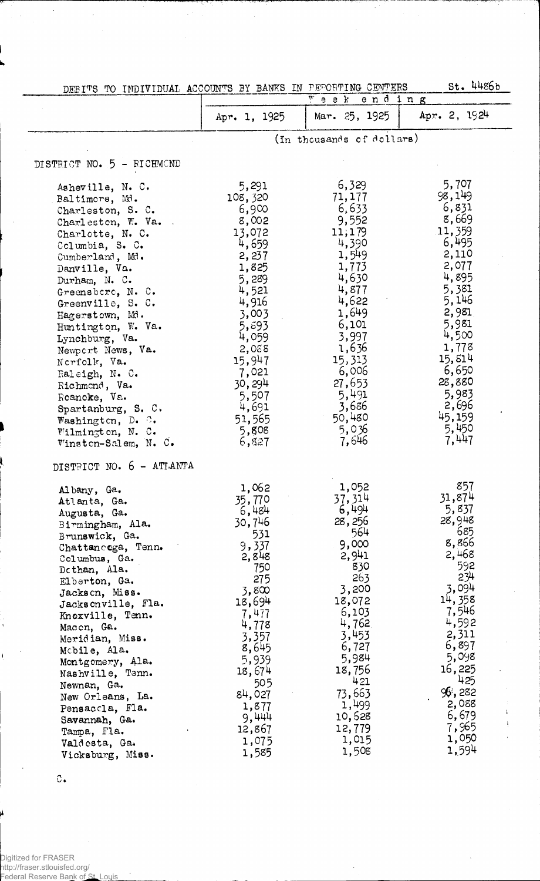DEBITS TO INDIVIDUAL ACCOUNTS BY BANKS IN REPORTING CENTERS St. 4486b

| | Week ending | | |
|---|---|---|---|
| | Apr. 1, 1925 | Mar. 25, 1925 | Apr. 2, 1924 |
| | (In thousands of dollars) | | |
| **DISTRICT NO. 5 - RICHMOND** | | | |
| Asheville, N. C. | 5,291 | 6,329 | 5,707 |
| Baltimore, Md. | 108,320 | 71,177 | 98,149 |
| Charleston, S. C. | 6,900 | 6,633 | 6,831 |
| Charleston, W. Va. | 8,002 | 9,552 | 8,669 |
| Charlotte, N. C. | 13,072 | 11,179 | 11,359 |
| Columbia, S. C. | 4,659 | 4,390 | 6,495 |
| Cumberland, Md. | 2,237 | 1,549 | 2,110 |
| Danville, Va. | 1,825 | 1,773 | 2,077 |
| Durham, N. C. | 5,289 | 4,630 | 4,895 |
| Greensboro, N. C. | 4,521 | 4,877 | 5,381 |
| Greenville, S. C. | 4,916 | 4,622 | 5,146 |
| Hagerstown, Md. | 3,003 | 1,649 | 2,981 |
| Huntington, W. Va. | 5,893 | 6,101 | 5,981 |
| Lynchburg, Va. | 4,059 | 3,997 | 4,500 |
| Newport News, Va. | 2,088 | 1,636 | 1,778 |
| Norfolk, Va. | 15,947 | 15,313 | 15,814 |
| Raleigh, N. C. | 7,021 | 6,006 | 6,650 |
| Richmond, Va. | 30,294 | 27,653 | 28,880 |
| Roanoke, Va. | 5,507 | 5,491 | 5,983 |
| Spartanburg, S. C. | 4,691 | 3,686 | 2,696 |
| Washington, D. C. | 51,565 | 50,480 | 45,159 |
| Wilmington, N. C. | 5,808 | 5,036 | 5,450 |
| Winston-Salem, N. C. | 6,827 | 7,646 | 7,447 |
| **DISTRICT NO. 6 - ATLANTA** | | | |
| Albany, Ga. | 1,062 | 1,052 | 857 |
| Atlanta, Ga. | 35,770 | 37,314 | 31,874 |
| Augusta, Ga. | 6,484 | 6,494 | 5,837 |
| Birmingham, Ala. | 30,746 | 28,256 | 28,948 |
| Brunswick, Ga. | 531 | 564 | 685 |
| Chattanooga, Tenn. | 9,337 | 9,000 | 8,866 |
| Columbus, Ga. | 2,848 | 2,941 | 2,468 |
| Dothan, Ala. | 750 | 830 | 592 |
| Elberton, Ga. | 275 | 263 | 234 |
| Jackson, Miss. | 3,800 | 3,200 | 3,094 |
| Jacksonville, Fla. | 18,694 | 18,072 | 14,358 |
| Knoxville, Tenn. | 7,477 | 6,103 | 7,546 |
| Macon, Ga. | 4,778 | 4,762 | 4,592 |
| Meridian, Miss. | 3,357 | 3,453 | 2,311 |
| Mobile, Ala. | 8,645 | 6,727 | 6,897 |
| Montgomery, Ala. | 5,939 | 5,984 | 5,098 |
| Nashville, Tenn. | 18,674 | 18,756 | 16,225 |
| Newnan, Ga. | 505 | 421 | 425 |
| New Orleans, La. | 84,027 | 73,663 | 96,282 |
| Pensacola, Fla. | 1,877 | 1,499 | 2,088 |
| Savannah, Ga. | 9,444 | 10,628 | 6,679 |
| Tampa, Fla. | 12,867 | 12,779 | 7,965 |
| Valdosta, Ga. | 1,075 | 1,015 | 1,050 |
| Vicksburg, Miss. | 1,585 | 1,508 | 1,594 |

C.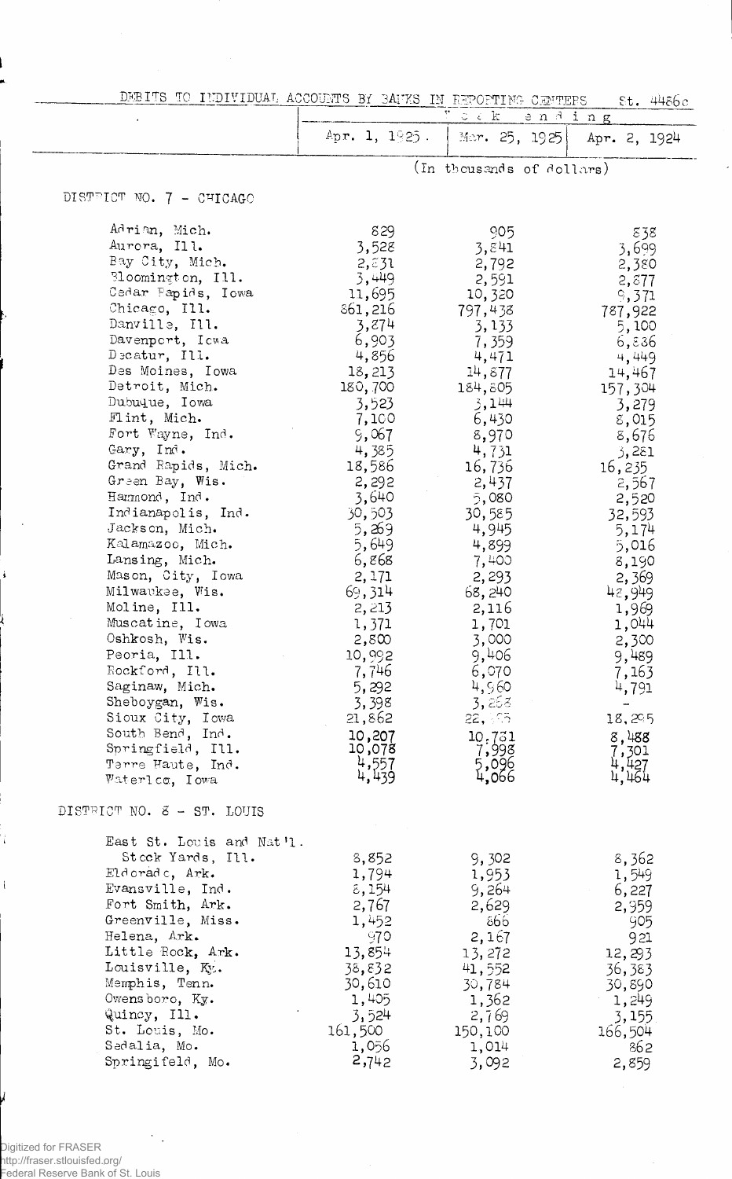DEBITS TO INDIVIDUAL ACCOUNTS BY BANKS IN REPORTING CENTERS St. 4486c

| | Week ending | | |
|---|---|---|---|
| | Apr. 1, 1925 | Mar. 25, 1925 | Apr. 2, 1924 |
| | (In thousands of dollars) | | |
| **DISTRICT NO. 7 - CHICAGO** | | | |
| Adrian, Mich. | 829 | 905 | 838 |
| Aurora, Ill. | 3,528 | 3,841 | 3,699 |
| Bay City, Mich. | 2,831 | 2,792 | 2,380 |
| Bloomington, Ill. | 3,449 | 2,591 | 2,877 |
| Cedar Rapids, Iowa | 11,695 | 10,320 | 9,371 |
| Chicago, Ill. | 861,216 | 797,438 | 787,922 |
| Danville, Ill. | 3,874 | 3,133 | 5,100 |
| Davenport, Iowa | 6,903 | 7,359 | 6,836 |
| Decatur, Ill. | 4,856 | 4,471 | 4,449 |
| Des Moines, Iowa | 18,213 | 14,877 | 14,467 |
| Detroit, Mich. | 180,700 | 184,805 | 157,304 |
| Dubuque, Iowa | 3,523 | 3,144 | 3,279 |
| Flint, Mich. | 7,100 | 6,430 | 8,015 |
| Fort Wayne, Ind. | 9,067 | 8,970 | 8,676 |
| Gary, Ind. | 4,385 | 4,731 | 3,281 |
| Grand Rapids, Mich. | 18,586 | 16,736 | 16,235 |
| Green Bay, Wis. | 2,292 | 2,437 | 2,567 |
| Hammond, Ind. | 3,640 | 3,080 | 2,520 |
| Indianapolis, Ind. | 30,503 | 30,585 | 32,593 |
| Jackson, Mich. | 5,269 | 4,945 | 5,174 |
| Kalamazoo, Mich. | 5,649 | 4,899 | 5,016 |
| Lansing, Mich. | 6,868 | 7,400 | 8,190 |
| Mason City, Iowa | 2,171 | 2,293 | 2,369 |
| Milwaukee, Wis. | 69,314 | 68,240 | 42,949 |
| Moline, Ill. | 2,213 | 2,116 | 1,969 |
| Muscatine, Iowa | 1,371 | 1,701 | 1,044 |
| Oshkosh, Wis. | 2,800 | 3,000 | 2,300 |
| Peoria, Ill. | 10,992 | 9,406 | 9,489 |
| Rockford, Ill. | 7,746 | 6,070 | 7,163 |
| Saginaw, Mich. | 5,292 | 4,960 | 4,791 |
| Sheboygan, Wis. | 3,398 | 3,858 | - |
| Sioux City, Iowa | 21,862 | 22,… | 18,295 |
| South Bend, Ind. | 10,207 | 10,781 | 8,488 |
| Springfield, Ill. | 10,078 | 7,998 | 7,301 |
| Terre Haute, Ind. | 4,557 | 5,096 | 4,427 |
| Waterloo, Iowa | 4,439 | 4,066 | 4,464 |
| **DISTRICT NO. 8 - ST. LOUIS** | | | |
| East St. Louis and Nat'l. Stock Yards, Ill. | 8,852 | 9,302 | 8,362 |
| Eldorado, Ark. | 1,794 | 1,953 | 1,549 |
| Evansville, Ind. | 8,154 | 9,264 | 6,227 |
| Fort Smith, Ark. | 2,767 | 2,629 | 2,959 |
| Greenville, Miss. | 1,452 | 866 | 905 |
| Helena, Ark. | 970 | 2,167 | 921 |
| Little Rock, Ark. | 13,854 | 13,272 | 12,293 |
| Louisville, Ky. | 38,832 | 41,552 | 36,383 |
| Memphis, Tenn. | 30,610 | 30,784 | 30,890 |
| Owensboro, Ky. | 1,405 | 1,362 | 1,249 |
| Quincy, Ill. | 3,524 | 2,769 | 3,155 |
| St. Louis, Mo. | 161,500 | 150,100 | 166,504 |
| Sedalia, Mo. | 1,056 | 1,014 | 862 |
| Springifeld, Mo. | 2,742 | 3,092 | 2,859 |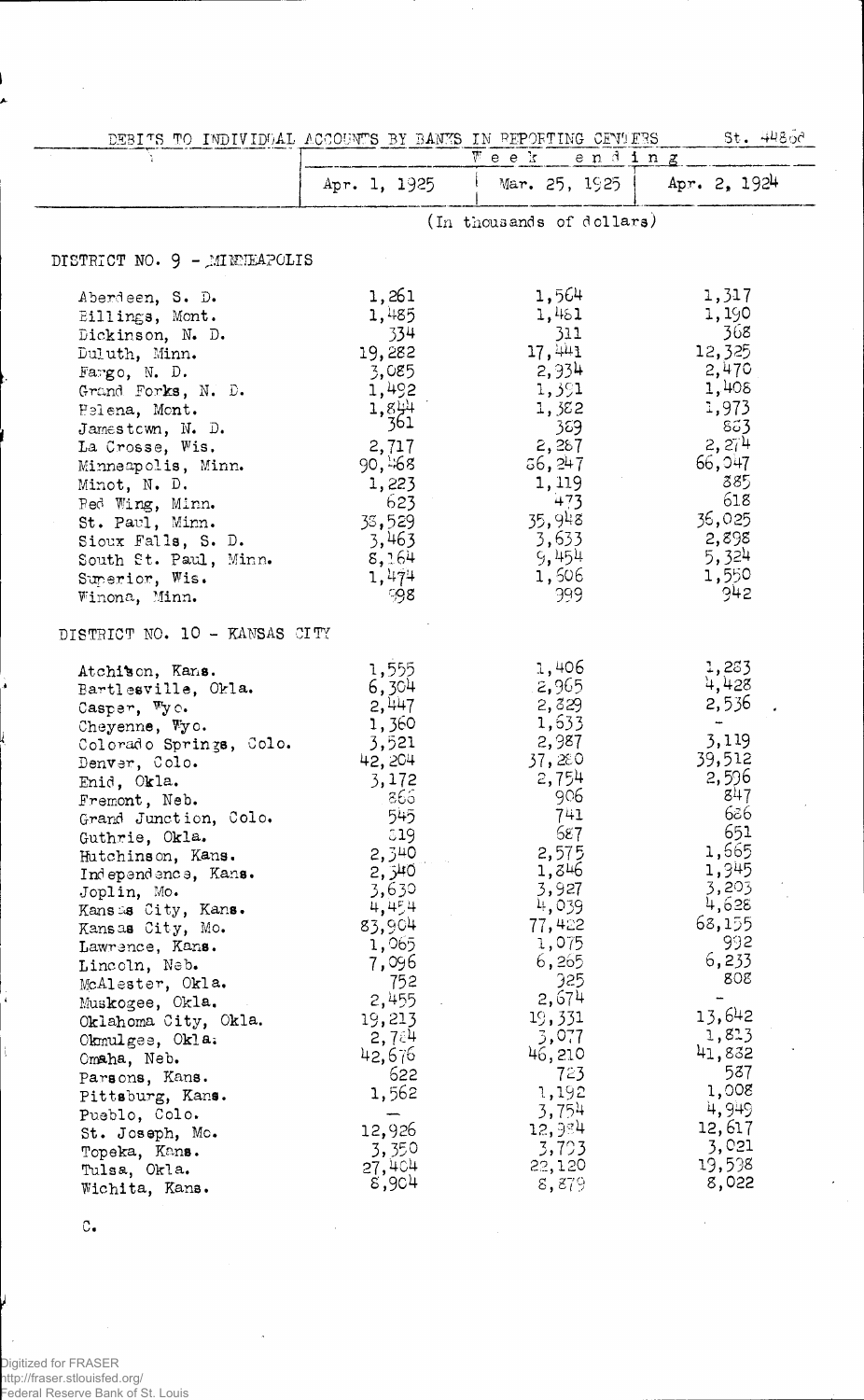DEBITS TO INDIVIDUAL ACCOUNTS BY BANKS IN REPORTING CENTERS St. 4486d

| | Week ending | | |
|---|---|---|---|
| | Apr. 1, 1925 | Mar. 25, 1925 | Apr. 2, 1924 |
| | (In thousands of dollars) | | |
| **DISTRICT NO. 9 - MINNEAPOLIS** | | | |
| Aberdeen, S. D. | 1,261 | 1,564 | 1,317 |
| Billings, Mont. | 1,485 | 1,481 | 1,190 |
| Dickinson, N. D. | 334 | 311 | 368 |
| Duluth, Minn. | 19,282 | 17,441 | 12,325 |
| Fargo, N. D. | 3,085 | 2,934 | 2,470 |
| Grand Forks, N. D. | 1,492 | 1,391 | 1,408 |
| Helena, Mont. | 1,844 | 1,382 | 1,973 |
| Jamestown, N. D. | 361 | 389 | 883 |
| La Crosse, Wis. | 2,717 | 2,287 | 2,274 |
| Minneapolis, Minn. | 90,468 | 86,247 | 66,047 |
| Minot, N. D. | 1,223 | 1,119 | 885 |
| Red Wing, Minn. | 623 | 473 | 618 |
| St. Paul, Minn. | 38,529 | 35,948 | 36,025 |
| Sioux Falls, S. D. | 3,463 | 3,633 | 2,898 |
| South St. Paul, Minn. | 8,164 | 9,454 | 5,324 |
| Superior, Wis. | 1,474 | 1,606 | 1,550 |
| Winona, Minn. | 998 | 999 | 942 |
| **DISTRICT NO. 10 - KANSAS CITY** | | | |
| Atchison, Kans. | 1,555 | 1,406 | 1,283 |
| Bartlesville, Okla. | 6,304 | 2,965 | 4,428 |
| Casper, Wyo. | 2,447 | 2,829 | 2,536 |
| Cheyenne, Wyo. | 1,360 | 1,633 | - |
| Colorado Springs, Colo. | 3,521 | 2,987 | 3,119 |
| Denver, Colo. | 42,204 | 37,280 | 39,512 |
| Enid, Okla. | 3,172 | 2,754 | 2,596 |
| Fremont, Neb. | 866 | 906 | 847 |
| Grand Junction, Colo. | 545 | 741 | 686 |
| Guthrie, Okla. | 519 | 687 | 651 |
| Hutchinson, Kans. | 2,340 | 2,575 | 1,665 |
| Independence, Kans. | 2,340 | 1,846 | 1,945 |
| Joplin, Mo. | 3,630 | 3,927 | 3,203 |
| Kansas City, Kans. | 4,454 | 4,039 | 4,628 |
| Kansas City, Mo. | 83,904 | 77,422 | 68,155 |
| Lawrence, Kans. | 1,065 | 1,075 | 992 |
| Lincoln, Neb. | 7,096 | 6,265 | 6,233 |
| McAlester, Okla. | 752 | 925 | 808 |
| Muskogee, Okla. | 2,455 | 2,674 | - |
| Oklahoma City, Okla. | 19,213 | 19,331 | 13,642 |
| Okmulgee, Okla. | 2,784 | 3,077 | 1,813 |
| Omaha, Neb. | 42,676 | 46,210 | 41,882 |
| Parsons, Kans. | 622 | 723 | 587 |
| Pittsburg, Kans. | 1,562 | 1,192 | 1,008 |
| Pueblo, Colo. | — | 3,754 | 4,949 |
| St. Joseph, Mo. | 12,926 | 12,984 | 12,617 |
| Topeka, Kans. | 3,350 | 3,703 | 3,021 |
| Tulsa, Okla. | 27,404 | 22,120 | 19,598 |
| Wichita, Kans. | 8,904 | 8,879 | 8,022 |

C.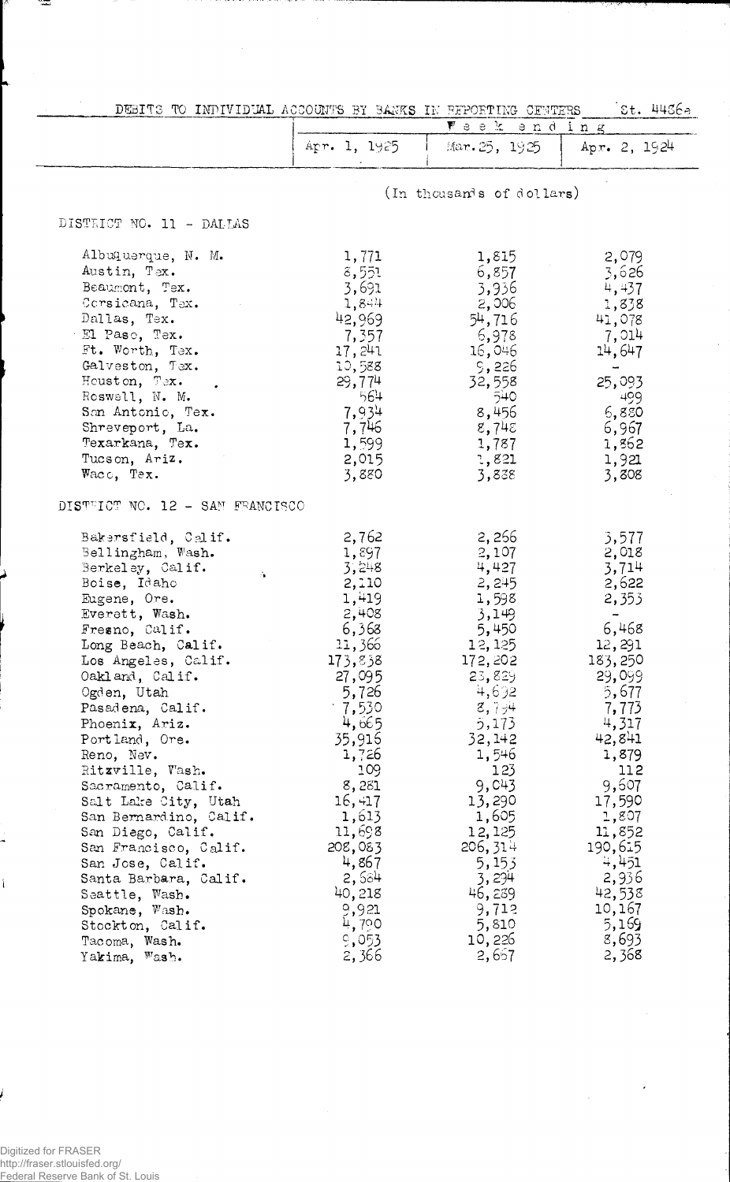DEBITS TO INDIVIDUAL ACCOUNTS BY BANKS IN REPORTING CENTERS St. 4486a

| | Week ending | | |
|---|---|---|---|
| | Apr. 1, 1925 | Mar. 25, 1925 | Apr. 2, 1924 |
| | (In thousands of dollars) | | |
| **DISTRICT NO. 11 - DALLAS** | | | |
| Albuquerque, N. M. | 1,771 | 1,815 | 2,079 |
| Austin, Tex. | 8,551 | 6,857 | 3,626 |
| Beaumont, Tex. | 3,691 | 3,936 | 4,437 |
| Corsicana, Tex. | 1,844 | 2,006 | 1,838 |
| Dallas, Tex. | 42,969 | 54,716 | 41,078 |
| El Paso, Tex. | 7,357 | 6,978 | 7,014 |
| Ft. Worth, Tex. | 17,241 | 16,046 | 14,647 |
| Galveston, Tex. | 10,588 | 9,226 | - |
| Houston, Tex. | 29,774 | 32,558 | 25,093 |
| Roswell, N. M. | 564 | 540 | 499 |
| San Antonio, Tex. | 7,934 | 8,456 | 6,880 |
| Shreveport, La. | 7,746 | 8,748 | 6,967 |
| Texarkana, Tex. | 1,599 | 1,787 | 1,862 |
| Tucson, Ariz. | 2,015 | 1,821 | 1,921 |
| Waco, Tex. | 3,880 | 3,838 | 3,808 |
| **DISTRICT NO. 12 - SAN FRANCISCO** | | | |
| Bakersfield, Calif. | 2,762 | 2,266 | 3,577 |
| Bellingham, Wash. | 1,897 | 2,107 | 2,018 |
| Berkeley, Calif. | 3,248 | 4,427 | 3,714 |
| Boise, Idaho | 2,110 | 2,245 | 2,622 |
| Eugene, Ore. | 1,419 | 1,598 | 2,353 |
| Everett, Wash. | 2,408 | 3,149 | - |
| Fresno, Calif. | 6,368 | 5,450 | 6,468 |
| Long Beach, Calif. | 11,366 | 12,125 | 12,291 |
| Los Angeles, Calif. | 173,838 | 172,202 | 183,250 |
| Oakland, Calif. | 27,095 | 23,829 | 29,099 |
| Ogden, Utah | 5,726 | 4,632 | 5,677 |
| Pasadena, Calif. | 7,530 | 8,794 | 7,773 |
| Phoenix, Ariz. | 4,665 | 5,173 | 4,317 |
| Portland, Ore. | 35,916 | 32,142 | 42,841 |
| Reno, Nev. | 1,726 | 1,546 | 1,879 |
| Ritzville, Wash. | 109 | 123 | 112 |
| Sacramento, Calif. | 8,281 | 9,043 | 9,607 |
| Salt Lake City, Utah | 16,417 | 13,290 | 17,590 |
| San Bernardino, Calif. | 1,613 | 1,605 | 1,807 |
| San Diego, Calif. | 11,698 | 12,125 | 11,852 |
| San Francisco, Calif. | 208,083 | 206,314 | 190,615 |
| San Jose, Calif. | 4,867 | 5,153 | 4,451 |
| Santa Barbara, Calif. | 2,684 | 3,294 | 2,936 |
| Seattle, Wash. | 40,218 | 46,289 | 42,538 |
| Spokane, Wash. | 9,921 | 9,712 | 10,167 |
| Stockton, Calif. | 4,790 | 5,810 | 5,169 |
| Tacoma, Wash. | 9,053 | 10,226 | 8,693 |
| Yakima, Wash. | 2,366 | 2,667 | 2,368 |